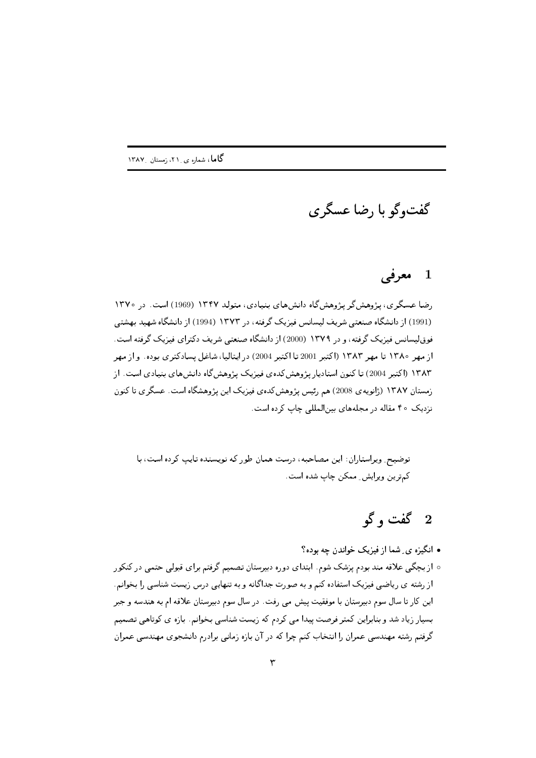# گفت‌وگو با رضا عسگری

## 1 معرفی

رضا عسگری، پژوهش‌گر پژوهش‌گاه دانش‌های بنیادی، متولد ۱۳۴۷ (1969) است. در ۱۳۷۰ (1991) از دانشگاه صنعتی شریف لیسانس فیزیک گرفته، در ۱۳۷۳ (1994) از دانشگاه شهید بهشتی فوق‌لیسانس فیزیک گرفته، و در ۱۳۷۹ (2000) از دانشگاه صنعتی شریف دکترای فیزیک گرفته است. از مهر ۱۳۸۰ تا مهر ۱۳۸۳ (اکتبر 2001 تا اکتبر 2004) در ایتالیا، شاغل پسادکتری بوده. و از مهر ۱۳۸۳ (اکتبر 2004) تا کنون استادیار پژوهش‌کده‌ی فیزیک پژوهش‌گاه دانش‌های بنیادی است. از زمستان ۱۳۸۷ (ژانویه‌ی 2008) هم رئیس پژوهش‌کده‌ی فیزیک این پژوهشگاه است. عسگری تا کنون نزدیک ۴۰ مقاله در مجله‌های بین‌المللی چاپ کرده است.

توضیحِ ویراستاران: این مصاحبه، درست همان طور که نویسنده تایپ کرده است، با کم‌ترین ویرایشِ ممکن چاپ شده است.

## 2 گفت و گو

- **انگیزه یِ شما از فیزیک خواندن چه بوده؟**

○ از بچگی علاقه مند بودم پزشک شوم. ابتدای دوره دبیرستان تصمیم گرفتم برای قبولی حتمی در کنکور از رشته ی ریاضی فیزیک استفاده کنم و به صورت جداگانه و به تنهایی درس زیست شناسی را بخوانم. این کار تا سال سوم دبیرستان با موفقیت پیش می رفت. در سال سوم دبیرستان علاقه ام به هندسه و جبر بسیار زیاد شد و بنابراین کمتر فرصت پیدا می کردم که زیست شناسی بخوانم. بازه ی کوتاهی تصمیم گرفتم رشته مهندسی عمران را انتخاب کنم چرا که در آن بازه زمانی برادرم دانشجوی مهندسی عمران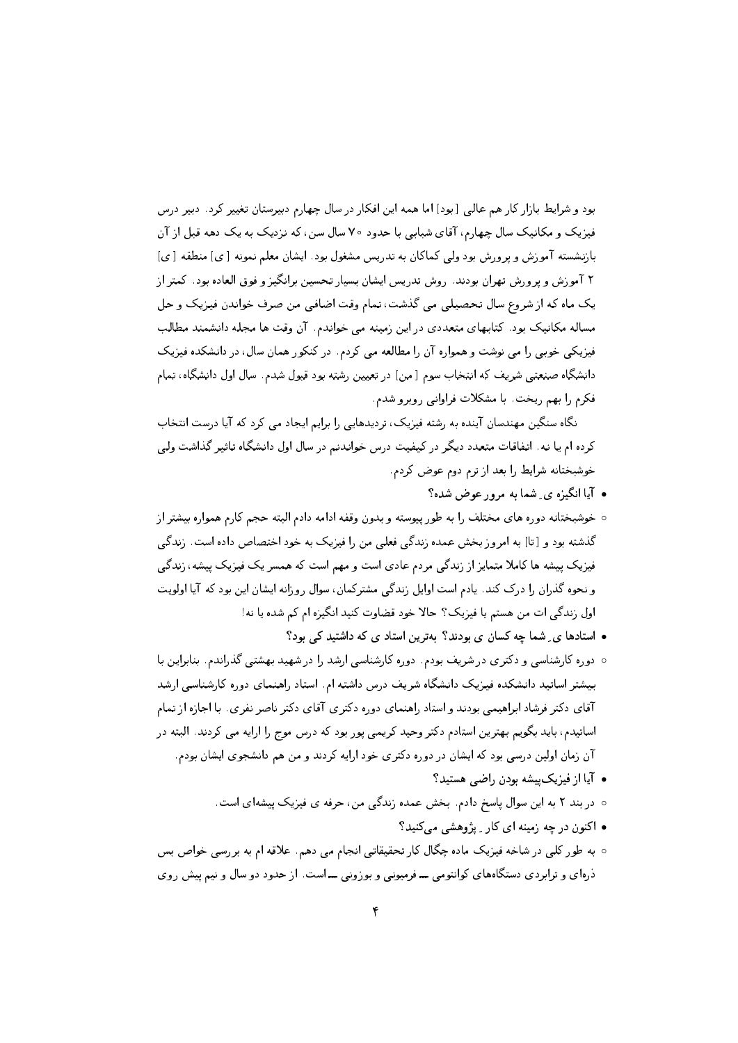بود و شرایط بازار کار هم عالی [بود] اما همه این افکار در سال چهارم دبیرستان تغییر کرد. دبیر درس فیزیک و مکانیک سال چهارم، آقای شبابی با حدود ۷۰ سال سن، که نزدیک به یک دهه قبل از آن بازنشسته آموزش و پرورش بود ولی کماکان به تدریس مشغول بود. ایشان معلم نمونه [ی] منطقه [ی] ۲ آموزش و پرورش تهران بودند. روش تدریس ایشان بسیار تحسین برانگیز و فوق العاده بود. کمتر از یک ماه که از شروع سال تحصیلی می گذشت، تمام وقت اضافی من صرف خواندن فیزیک و حل مساله مکانیک بود. کتابهای متعددی در این زمینه می خواندم. آن وقت ها مجله دانشمند مطالب فیزیکی خوبی را می نوشت و همواره آن را مطالعه می کردم. در کنکور همان سال، در دانشکده فیزیک دانشگاه صنعتی شریف که انتخاب سوم [من] در تعیین رشته بود قبول شدم. سال اول دانشگاه، تمام فکرم را بهم ریخت. با مشکلات فراوانی روبرو شدم.

نگاه سنگین مهندسان آینده به رشته فیزیک، تردیدهایی را برایم ایجاد می کرد که آیا درست انتخاب کرده ام یا نه. اتفاقات متعدد دیگر در کیفیت درس خواندنم در سال اول دانشگاه تاثیر گذاشت ولی خوشبختانه شرایط را بعد از ترم دوم عوض کردم.

- آیا انگیزه ی ِ شما به مرور عوض شده؟
  - خوشبختانه دوره های مختلف را به طور پیوسته و بدون وقفه ادامه دادم البته حجم کارم همواره بیشتر از گذشته بود و [تا] به امروز بخش عمده زندگی فعلی من را فیزیک به خود اختصاص داده است. زندگی فیزیک پیشه ها کاملا متمایز از زندگی مردم عادی است و مهم است که همسر یک فیزیک پیشه، زندگی و نحوه گذران را درک کند. یادم است اوایل زندگی مشترکمان، سوال روزانه ایشان این بود که آیا اولویت اول زندگی ات من هستم یا فیزیک؟ حالا خود قضاوت کنید انگیزه ام کم شده یا نه!
- استادها ی ِ شما چه کسان ی بودند؟ بهترین استاد ی که داشتید کی بود؟
  - دوره کارشناسی و دکتری در شریف بودم. دوره کارشناسی ارشد را در شهید بهشتی گذراندم. بنابراین با بیشتر اساتید دانشکده فیزیک دانشگاه شریف درس داشته ام. استاد راهنمای دوره کارشناسی ارشد آقای دکتر فرشاد ابراهیمی بودند و استاد راهنمای دوره دکتری آقای دکتر ناصر نفری. با اجازه از تمام اساتیدم، باید بگویم بهترین استادم دکتر وحید کریمی پور بود که درس موج را ارایه می کردند. البته در آن زمان اولین درسی بود که ایشان در دوره دکتری خود ارایه کردند و من هم دانشجوی ایشان بودم.
- آیا از فیزیک‌پیشه بودن راضی هستید؟
  - در بند ۲ به این سوال پاسخ دادم. بخش عمده زندگی من، حرفه ی فیزیک پیشه‌ای است.
- اکنون در چه زمینه ای کار ـ پژوهشی می‌کنید؟
  - به طور کلی در شاخه فیزیک ماده چگال کار تحقیقاتی انجام می دهم. علاقه ام به بررسی خواص بس ذره‌ای و ترابردی دستگاه‌های کوانتومی ــ فرمیونی و بوزونی ــ است. از حدود دو سال و نیم پیش روی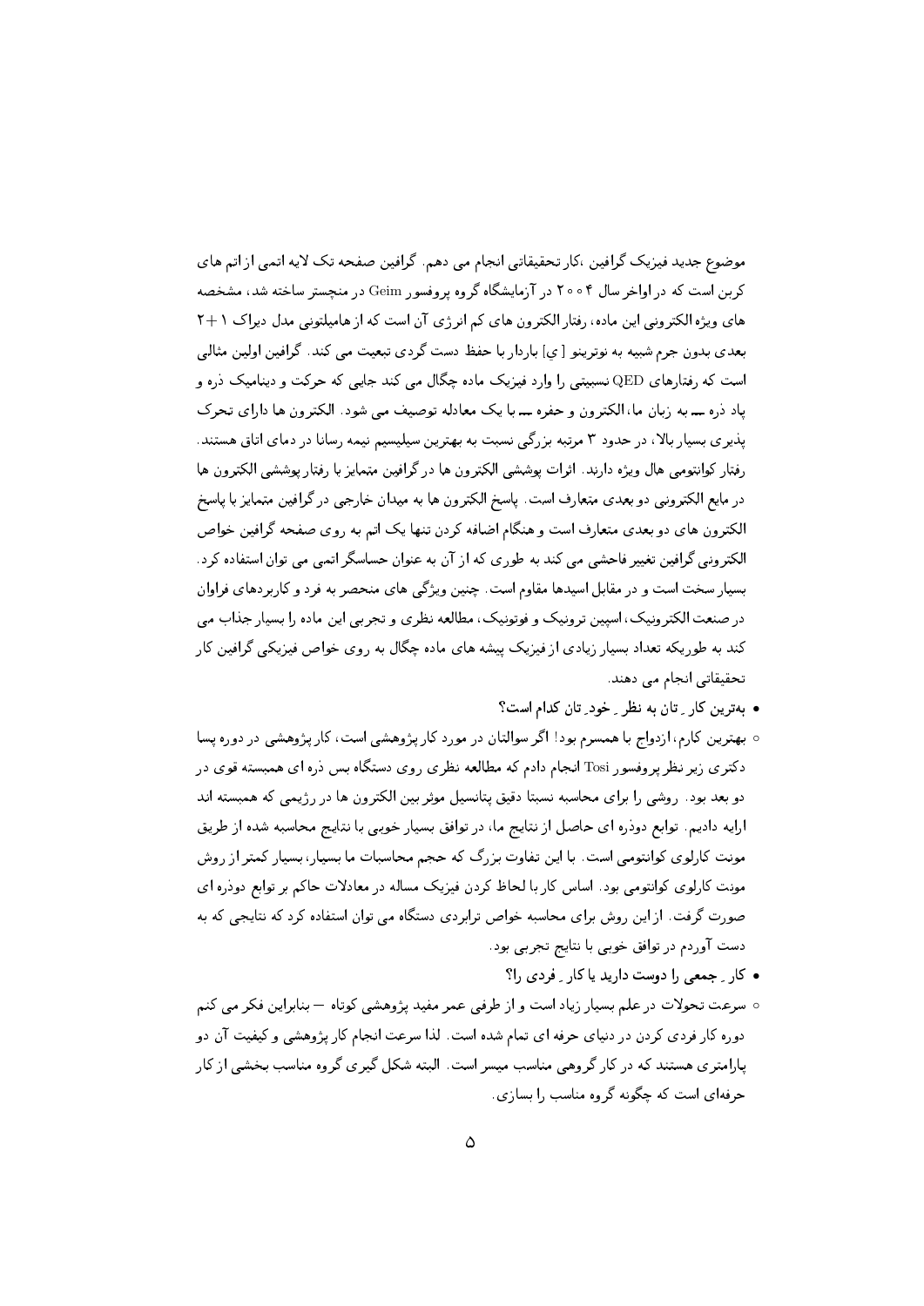موضوع جدید فیزیک گرافین ،کار تحقیقاتی انجام می دهم. گرافین صفحه تک لایه اتمی از اتم های کربن است که در اواخر سال ۲۰۰۴ در آزمایشگاه گروه پروفسور Geim در منچستر ساخته شد، مشخصه های ویژه الکترونی این ماده، رفتار الکترون های کم انرژی آن است که از هامیلتونی مدل دیراک ۱+۲ بعدی بدون جرم شبیه به نوترینو [ ی] باردار با حفظ دست گردی تبعیت می کند. گرافین اولین مثالی است که رفتارهای QED نسبیتی را وارد فیزیک ماده چگال می کند جایی که حرکت و دینامیک ذره و پاد ذره ــ به زبان ما، الکترون و حفره ــ با یک معادله توصیف می شود. الکترون ها دارای تحرک پذیری بسیار بالا، در حدود ۳ مرتبه بزرگی نسبت به بهترین سیلیسیم نیمه رسانا در دمای اتاق هستند. رفتار کوانتومی هال ویژه دارند. اثرات پوششی الکترون ها در گرافین متمایز با رفتار پوششی الکترون ها در مایع الکترونی دو بعدی متعارف است. پاسخ الکترون ها به میدان خارجی در گرافین متمایز با پاسخ الکترون های دو بعدی متعارف است و هنگام اضافه کردن تنها یک اتم به روی صفحه گرافین خواص الکترونی گرافین تغییر فاحشی می کند به طوری که از آن به عنوان حساسگر اتمی می توان استفاده کرد. بسیار سخت است و در مقابل اسیدها مقاوم است. چنین ویژگی های منحصر به فرد و کاربردهای فراوان در صنعت الکترونیک، اسپین ترونیک و فوتونیک، مطالعه نظری و تجربی این ماده را بسیار جذاب می کند به طوریکه تعداد بسیار زیادی از فیزیک پیشه های ماده چگال به روی خواص فیزیکی گرافین کار تحقیقاتی انجام می دهند.

- **بهترین کار ِ تان به نظر ِ خود ِ تان کدام است؟**
  - بهترین کارم، ازدواج با همسرم بود! اگر سوالتان در مورد کار پژوهشی است، کار پژوهشی در دوره پسا دکتری زیر نظر پروفسور Tosi انجام دادم که مطالعه نظری روی دستگاه بس ذره ای همبسته قوی در دو بعد بود. روشی را برای محاسبه نسبتا دقیق پتانسیل موثر بین الکترون ها در رژیمی که همبسته اند ارایه دادیم. توابع دوذره ای حاصل از نتایج ما، در توافق بسیار خوبی با نتایج محاسبه شده از طریق مونت کارلوی کوانتومی است. با این تفاوت بزرگ که حجم محاسبات ما بسیار، بسیار کمتر از روش مونت کارلوی کوانتومی بود. اساس کار با لحاظ کردن فیزیک مساله در معادلات حاکم بر توابع دوذره ای صورت گرفت. از این روش برای محاسبه خواص ترابردی دستگاه می توان استفاده کرد که نتایجی که به دست آوردم در توافق خوبی با نتایج تجربی بود.

- **کار ِ جمعی را دوست دارید یا کار ِ فردی را؟**
  - سرعت تحولات در علم بسیار زیاد است و از طرفی عمر مفید پژوهشی کوتاه — بنابراین فکر می کنم دوره کار فردی کردن در دنیای حرفه ای تمام شده است. لذا سرعت انجام کار پژوهشی و کیفیت آن دو پارامتری هستند که در کار گروهی مناسب میسر است. البته شکل گیری گروه مناسب بخشی از کار حرفه‌ای است که چگونه گروه مناسب را بسازی.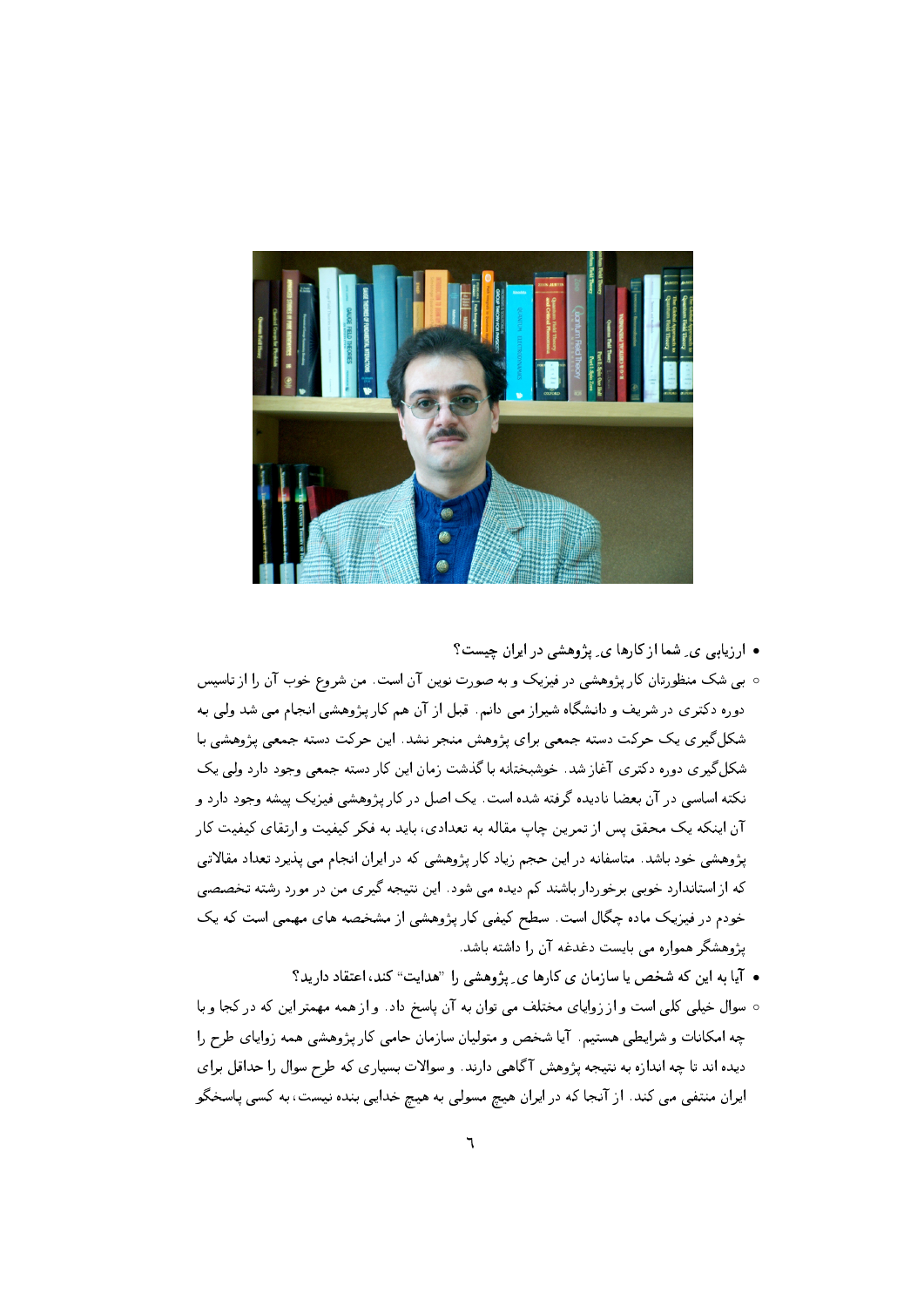- ارزیابی ی ِ شما از کارها ی ِ پژوهشی در ایران چیست؟

  ◦ بی شک منظورتان کار پژوهشی در فیزیک و به صورت نوین آن است. من شروع خوب آن را از تاسیس دوره دکتری در شریف و دانشگاه شیراز می دانم. قبل از آن هم کار پژوهشی انجام می شد ولی به شکل‌گیری یک حرکت دسته جمعی برای پژوهش منجر نشد. این حرکت دسته جمعی پژوهشی با شکل‌گیری دوره دکتری آغاز شد. خوشبختانه با گذشت زمان این کار دسته جمعی وجود دارد ولی یک نکته اساسی در آن بعضا نادیده گرفته شده است. یک اصل در کار پژوهشی فیزیک پیشه وجود دارد و آن اینکه یک محقق پس از تمرین چاپ مقاله به تعدادی، باید به فکر کیفیت و ارتقای کیفیت کار پژوهشی خود باشد. متاسفانه در این حجم زیاد کار پژوهشی که در ایران انجام می پذیرد تعداد مقالاتی که از استاندارد خوبی برخوردار باشند کم دیده می شود. این نتیجه گیری من در مورد رشته تخصصی خودم در فیزیک ماده چگال است. سطح کیفی کار پژوهشی از مشخصه های مهمی است که یک پژوهشگر همواره می بایست دغدغه آن را داشته باشد.

- آیا به این که شخص یا سازمان ی کارها ی ِ پژوهشی را "هدایت" کند، اعتقاد دارید؟

  ◦ سوال خیلی کلی است و از زوایای مختلف می توان به آن پاسخ داد. و از همه مهمتر این که در کجا و با چه امکانات و شرایطی هستیم. آیا شخص و متولیان سازمان حامی کار پژوهشی همه زوایای طرح را دیده اند تا چه اندازه به نتیجه پژوهش آگاهی دارند. و سوالات بسیاری که طرح سوال را حداقل برای ایران منتفی می کند. از آنجا که در ایران هیچ مسولی به هیچ خدایی بنده نیست، به کسی پاسخگو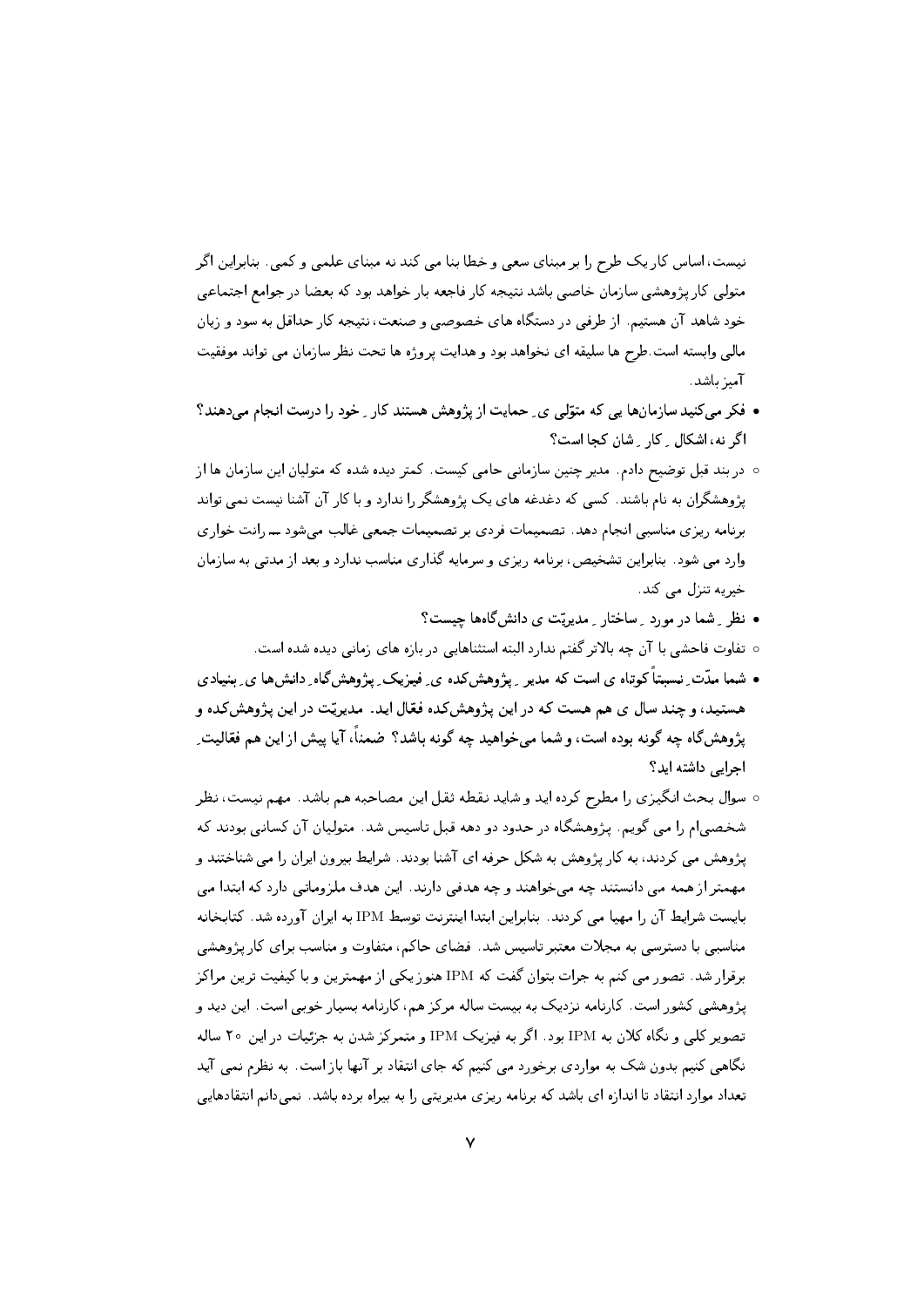نیست، اساس کار یک طرح را بر مبنای سعی و خطا بنا می کند نه مبنای علمی و کمی. بنابراین اگر متولی کار پژوهشی سازمان خاصی باشد نتیجه کار فاجعه بار خواهد بود که بعضا در جوامع اجتماعی خود شاهد آن هستیم. از طرفی در دستگاه های خصوصی و صنعت، نتیجه کار حداقل به سود و زیان مالی وابسته است. طرح ها سلیقه ای نخواهد بود و هدایت پروژه ها تحت نظر سازمان می تواند موفقیت آمیز باشد.

- **فکر می‌کنید سازمان‌ها یی که متوّلی یِ حمایت از پژوهش هستند کار ِ خود را درست انجام می‌دهند؟ اگر نه، اشکال ِ کار ِ شان کجا است؟**

  - در بند قبل توضیح دادم. مدیر چنین سازمانی حامی کیست. کمتر دیده شده که متولیان این سازمان ها از پژوهشگران به نام باشند. کسی که دغدغه های یک پژوهشگر را ندارد و با کار آن آشنا نیست نمی تواند برنامه ریزی مناسبی انجام دهد. تصمیمات فردی بر تصمیمات جمعی غالب می‌شود ـــ رانت خواری وارد می شود. بنابراین تشخیص، برنامه ریزی و سرمایه گذاری مناسب ندارد و بعد از مدتی به سازمان خیریه تنزل می کند.

- **نظر ِ شما در مورد ِ ساختار ِ مدیریّت ی دانش‌گاه‌ها چیست؟**

  - تفاوت فاحشی با آن چه بالاتر گفتم ندارد البته استثناهایی در بازه های زمانی دیده شده است.

- **شما مدّت ِ نسبتاً کوتاه ی است که مدیر ِ پژوهش‌کده یِ فیزیک ِ پژوهش‌گاه ِ دانش‌ها یِ بنیادی هستید، و چند سال ی هم هست که در این پژوهش‌کده فعّال اید. مدیریّت در این پژوهش‌کده و پژوهش‌گاه چه گونه بوده است، و شما می‌خواهید چه گونه باشد؟ ضمناً، آیا پیش از این هم فعّالیت ِ اجرایی داشته اید؟**

  - سوال بحث انگیزی را مطرح کرده اید و شاید نقطه ثقل این مصاحبه هم باشد. مهم نیست، نظر شخصی‌ام را می گویم. پژوهشگاه در حدود دو دهه قبل تاسیس شد. متولیان آن کسانی بودند که پژوهش می کردند، به کار پژوهش به شکل حرفه ای آشنا بودند. شرایط بیرون ایران را می شناختند و مهمتر از همه می دانستند چه می‌خواهند و چه هدفی دارند. این هدف ملزوماتی دارد که ابتدا می بایست شرایط آن را مهیا می کردند. بنابراین ابتدا اینترنت توسط IPM به ایران آورده شد. کتابخانه مناسبی با دسترسی به مجلات معتبر تاسیس شد. فضای حاکم، متفاوت و مناسب برای کار پژوهشی برقرار شد. تصور می کنم به جرات بتوان گفت که IPM هنوز یکی از مهمترین و با کیفیت ترین مراکز پژوهشی کشور است. کارنامه نزدیک به بیست ساله مرکز هم، کارنامه بسیار خوبی است. این دید و تصویر کلی و نگاه کلان به IPM بود. اگر به فیزیک IPM و متمرکز شدن به جزئیات در این ۲۰ ساله نگاهی کنیم بدون شک به مواردی برخورد می کنیم که جای انتقاد بر آنها باز است. به نظرم نمی آید تعداد موارد انتقاد تا اندازه ای باشد که برنامه ریزی مدیریتی را به بیراه برده باشد. نمی‌دانم انتقادهایی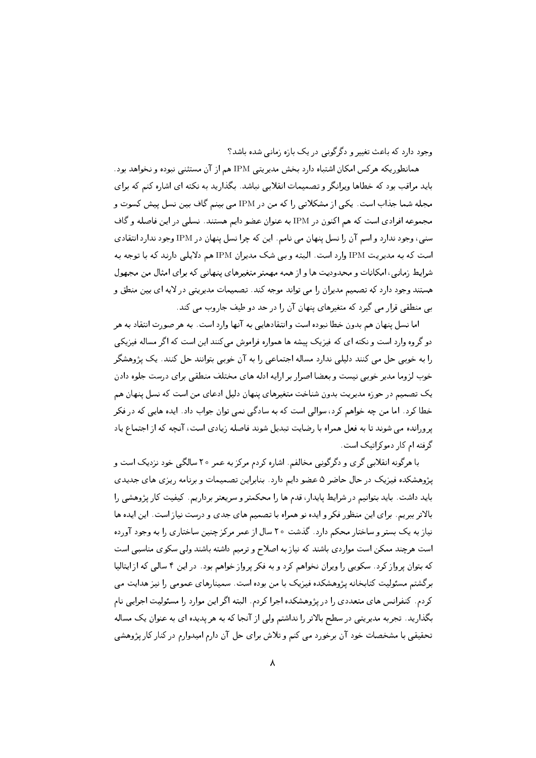وجود دارد که باعث تغییر و دگرگونی در یک بازه زمانی شده باشد؟

همانطوریکه هرکس امکان اشتباه دارد بخش مدیریتی IPM هم از آن مستثنی نبوده و نخواهد بود. باید مراقب بود که خطاها ویرانگر و تصمیمات انقلابی نباشد. بگذارید به نکته ای اشاره کنم که برای مجله شما جذاب است. یکی از مشکلاتی را که من در IPM می بینم گاف بین نسل پیش کسوت و مجموعه افرادی است که هم اکنون در IPM به عنوان عضو دایم هستند. نسلی در این فاصله و گاف سنی، وجود ندارد و اسم آن را نسل پنهان می نامم. این که چرا نسل پنهان در IPM وجود ندارد انتقادی است که به مدیریت IPM وارد است. البته و بی شک مدیران IPM هم دلایلی دارند که با توجه به شرایط زمانی، امکانات و محدودیت ها و از همه مهمتر متغیرهای پنهانی که برای امثال من مجهول هستند وجود دارد که تصمیم مدیران را می تواند موجه کند. تصمیمات مدیریتی در لایه ای بین منطق و بی منطقی قرار می گیرد که متغیرهای پنهان آن را در حد دو طیف جاروب می کند.

اما نسل پنهان هم بدون خطا نبوده است و انتقادهایی به آنها وارد است. به هر صورت انتقاد به هر دو گروه وارد است و نکته ای که فیزیک پیشه ها همواره فراموش می‌کنند این است که اگر مساله فیزیکی را به خوبی حل می کنند دلیلی ندارد مساله اجتماعی را به آن خوبی بتوانند حل کنند. یک پژوهشگر خوب لزوما مدیر خوبی نیست و بعضا اصرار بر ارایه ادله های مختلف منطقی برای درست جلوه دادن یک تصمیم در حوزه مدیریت بدون شناخت متغیرهای پنهان دلیل ادعای من است که نسل پنهان هم خطا کرد. اما من چه خواهم کرد، سوالی است که به سادگی نمی توان جواب داد. ایده هایی که در فکر پرورانده می شوند تا به فعل همراه با رضایت تبدیل شوند فاصله زیادی است، آنچه که از اجتماع یاد گرفته ام کار دموکراتیک است.

با هرگونه انقلابی گری و دگرگونی مخالفم. اشاره کردم مرکز به عمر ۲۰ سالگی خود نزدیک است و پژوهشکده فیزیک در حال حاضر ۵ عضو دایم دارد. بنابراین تصمیمات و برنامه ریزی های جدیدی باید داشت. باید بتوانیم در شرایط پایدار، قدم ها را محکمتر و سریعتر برداریم. کیفیت کار پژوهشی را بالاتر ببریم. برای این منظور فکر و ایده نو همراه با تصمیم های جدی و درست نیاز است. این ایده ها نیاز به یک بستر و ساختار محکم دارد. گذشت ۲۰ سال از عمر مرکز چنین ساختاری را به وجود آورده است هرچند ممکن است مواردی باشند که نیاز به اصلاح و ترمیم داشته باشند ولی سکوی مناسبی است که بتوان پرواز کرد. سکویی را ویران نخواهم کرد و به فکر پرواز خواهم بود. در این ۴ سالی که از ایتالیا برگشتم مسئولیت کتابخانه پژوهشکده فیزیک با من بوده است. سمینارهای عمومی را نیز هدایت می کردم. کنفرانس های متعددی را در پژوهشکده اجرا کردم. البته اگر این موارد را مسئولیت اجرایی نام بگذارید. تجربه مدیریتی در سطح بالاتر را نداشتم ولی از آنجا که به هر پدیده ای به عنوان یک مساله تحقیقی با مشخصات خود آن برخورد می کنم و تلاش برای حل آن دارم امیدوارم در کنار کار پژوهشی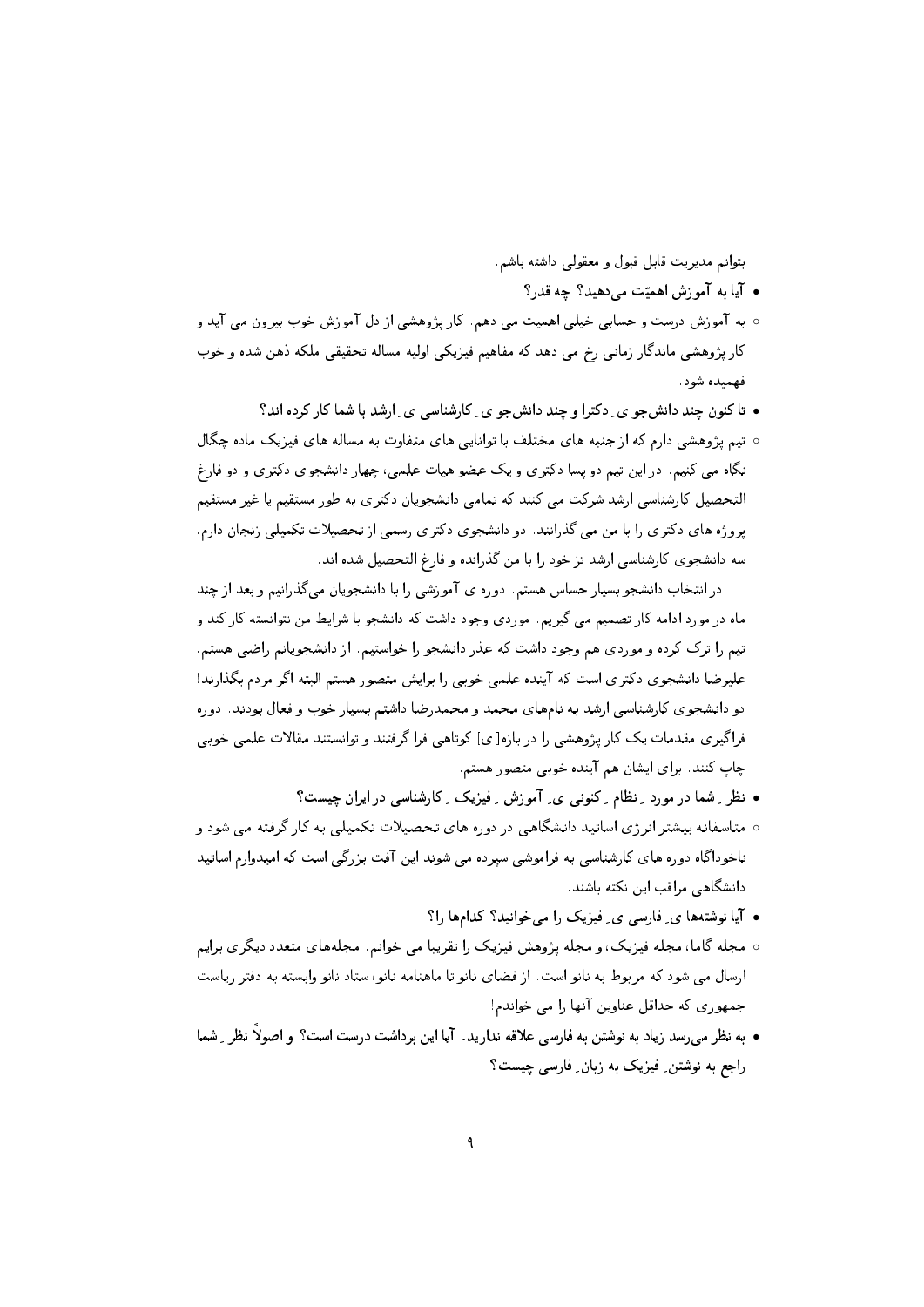بتوانم مدیریت قابل قبول و معقولی داشته باشم.

- آیا به آموزش اهمیّت می‌دهید؟ چه قدر؟
  - به آموزش درست و حسابی خیلی اهمیت می دهم. کار پژوهشی از دل آموزش خوب بیرون می آید و کار پژوهشی ماندگار زمانی رخ می دهد که مفاهیم فیزیکی اولیه مساله تحقیقی ملکه ذهن شده و خوب فهمیده شود.
- تا کنون چند دانش‌جو ی ِ دکترا و چند دانش‌جو ی ِ کارشناسی ی ِ ارشد با شما کار کرده اند؟
  - تیم پژوهشی دارم که از جنبه های مختلف با توانایی های متفاوت به مساله های فیزیک ماده چگال نگاه می کنیم. در این تیم دو پسا دکتری و یک عضو هیات علمی، چهار دانشجوی دکتری و دو فارغ التحصیل کارشناسی ارشد شرکت می کنند که تمامی دانشجویان دکتری به طور مستقیم یا غیر مستقیم پروژه های دکتری را با من می گذرانند. دو دانشجوی دکتری رسمی از تحصیلات تکمیلی زنجان دارم. سه دانشجوی کارشناسی ارشد تز خود را با من گذرانده و فارغ التحصیل شده اند.

در انتخاب دانشجو بسیار حساس هستم. دوره ی آموزشی را با دانشجویان می‌گذرانیم و بعد از چند ماه در مورد ادامه کار تصمیم می گیریم. موردی وجود داشت که دانشجو با شرایط من نتوانسته کار کند و تیم را ترک کرده و موردی هم وجود داشت که عذر دانشجو را خواستیم. از دانشجویانم راضی هستم. علیرضا دانشجوی دکتری است که آینده علمی خوبی را برایش متصور هستم البته اگر مردم بگذارند! دو دانشجوی کارشناسی ارشد به نام‌های محمد و محمدرضا داشتم بسیار خوب و فعال بودند. دوره فراگیری مقدمات یک کار پژوهشی را در باز[ه] کوتاهی فرا گرفتند و توانستند مقالات علمی خوبی چاپ کنند. برای ایشان هم آینده خوبی متصور هستم.

- نظر ِ شما در مورد ِ نظام ِ کنونی ی ِ آموزش ِ فیزیک ِ کارشناسی در ایران چیست؟
  - متاسفانه بیشتر انرژی اساتید دانشگاهی در دوره های تحصیلات تکمیلی به کار گرفته می شود و ناخوداگاه دوره های کارشناسی به فراموشی سپرده می شوند این آفت بزرگی است که امیدوارم اساتید دانشگاهی مراقب این نکته باشند.
- آیا نوشته‌ها ی ِ فارسی ی ِ فیزیک را می‌خوانید؟ کدام‌ها را؟
  - مجله گاما، مجله فیزیک، و مجله پژوهش فیزیک را تقریبا می خوانم. مجله‌های متعدد دیگری برایم ارسال می شود که مربوط به نانو است. از فضای نانو تا ماهنامه نانو، ستاد نانو وابسته به دفتر ریاست جمهوری که حداقل عناوین آنها را می خواندم!
- به نظر می‌رسد زیاد به نوشتن به فارسی علاقه ندارید. آیا این برداشت درست است؟ و اصولاً نظر ِ شما راجع به نوشتن ِ فیزیک به زبان ِ فارسی چیست؟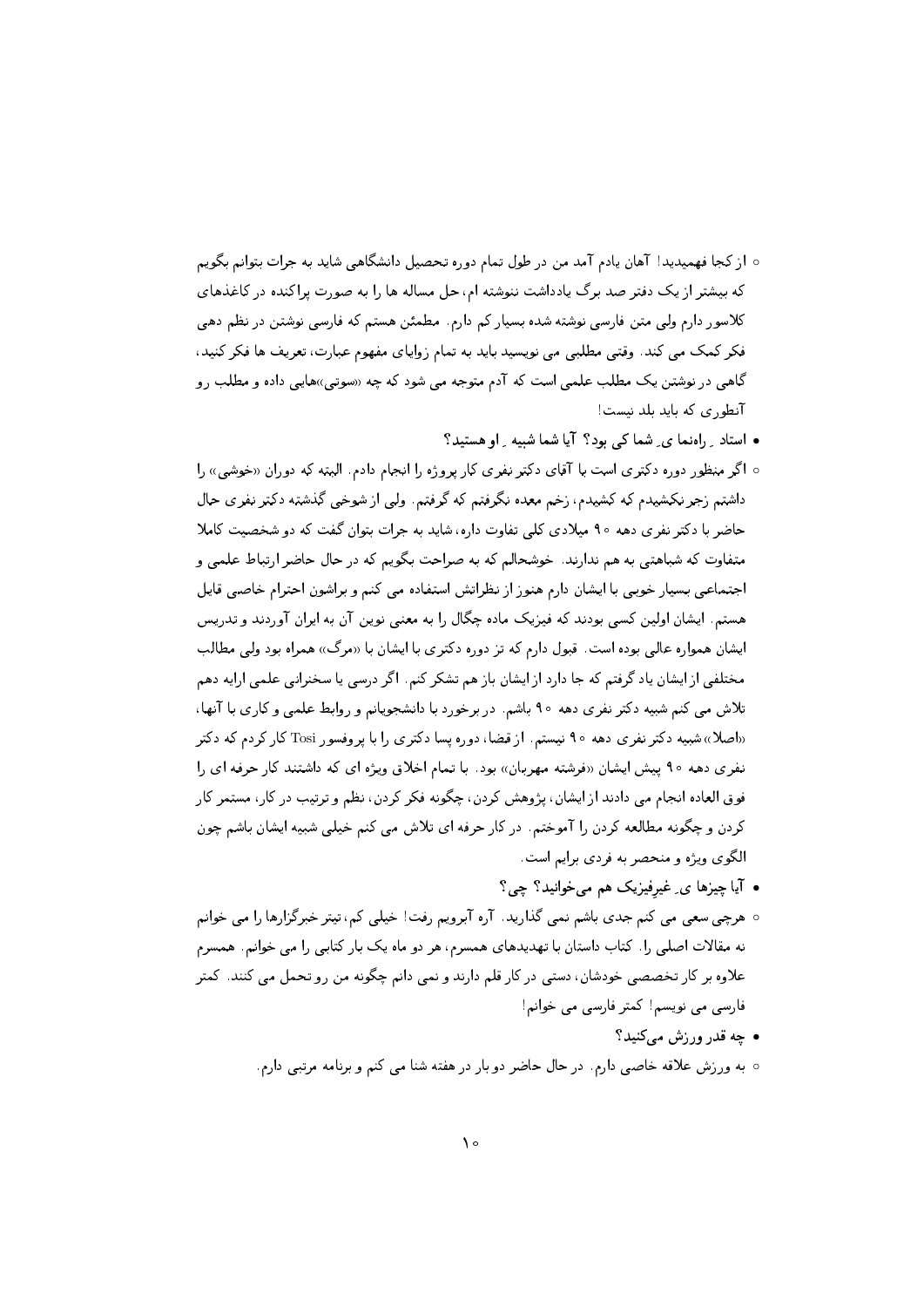- از کجا فهمیدید! آهان یادم آمد من در طول تمام دوره تحصیل دانشگاهی شاید به جرات بتوانم بگویم که بیشتر از یک دفتر صد برگ یادداشت ننوشته ام، حل مساله ها را به صورت پراکنده در کاغذهای کلاسور دارم ولی متن فارسی نوشته شده بسیار کم دارم. مطمئن هستم که فارسی نوشتن در نظم دهی فکر کمک می کند. وقتی مطلبی می نویسید باید به تمام زوایای مفهوم عبارت، تعریف ها فکر کنید، گاهی در نوشتن یک مطلب علمی است که آدم متوجه می شود که چه «سوتی»هایی داده و مطلب رو آنطوری که باید بلد نیست!

- استاد ِ راهنما یِ شما کی بود؟ آیا شما شبیه ِ او هستید؟

- اگر منظور دوره دکتری است با آقای دکتر نفری کار پروژه را انجام دادم. البته که دوران «خوشی» را داشتم زجر نکشیدم که کشیدم، زخم معده نگرفتم که گرفتم. ولی از شوخی گذشته دکتر نفری حال حاضر با دکتر نفری دهه ۹۰ میلادی کلی تفاوت داره، شاید به جرات بتوان گفت که دو شخصیت کاملا متفاوت که شباهتی به هم ندارند. خوشحالم که به صراحت بگویم که در حال حاضر ارتباط علمی و اجتماعی بسیار خوبی با ایشان دارم هنوز از نظراتش استفاده می کنم و براشون احترام خاصی قایل هستم. ایشان اولین کسی بودند که فیزیک ماده چگال را به معنی نوین آن به ایران آوردند و تدریس ایشان همواره عالی بوده است. قبول دارم که تز دوره دکتری با ایشان با «مرگ» همراه بود ولی مطالب مختلفی از ایشان یاد گرفتم که جا دارد از ایشان باز هم تشکر کنم. اگر درسی یا سخنرانی علمی ارایه دهم تلاش می کنم شبیه دکتر نفری دهه ۹۰ باشم. در برخورد با دانشجویانم و روابط علمی و کاری با آنها، «اصلا» شبیه دکتر نفری دهه ۹۰ نیستم. از قضا، دوره پسا دکتری را با پروفسور Tosi کار کردم که دکتر نفری دهه ۹۰ پیش ایشان «فرشته مهربان» بود. با تمام اخلاق ویژه ای که داشتند کار حرفه ای را فوق العاده انجام می دادند از ایشان، پژوهش کردن، چگونه فکر کردن، نظم و ترتیب در کار، مستمر کار کردن و چگونه مطالعه کردن را آموختم. در کار حرفه ای تلاش می کنم خیلی شبیه ایشان باشم چون الگوی ویژه و منحصر به فردی برایم است.

- آیا چیزها یِ غیرفیزیک هم می‌خوانید؟ چی؟

- هرچی سعی می کنم جدی باشم نمی گذارید. آره آبرویم رفت! خیلی کم، تیتر خبرگزارها را می خوانم نه مقالات اصلی را. کتاب داستان با تهدیدهای همسرم، هر دو ماه یک بار کتابی را می خوانم. همسرم علاوه بر کار تخصصی خودشان، دستی در کار قلم دارند و نمی دانم چگونه من رو تحمل می کنند. کمتر فارسی می نویسم! کمتر فارسی می خوانم!

- چه قدر ورزش می‌کنید؟

- به ورزش علاقه خاصی دارم. در حال حاضر دو بار در هفته شنا می کنم و برنامه مرتبی دارم.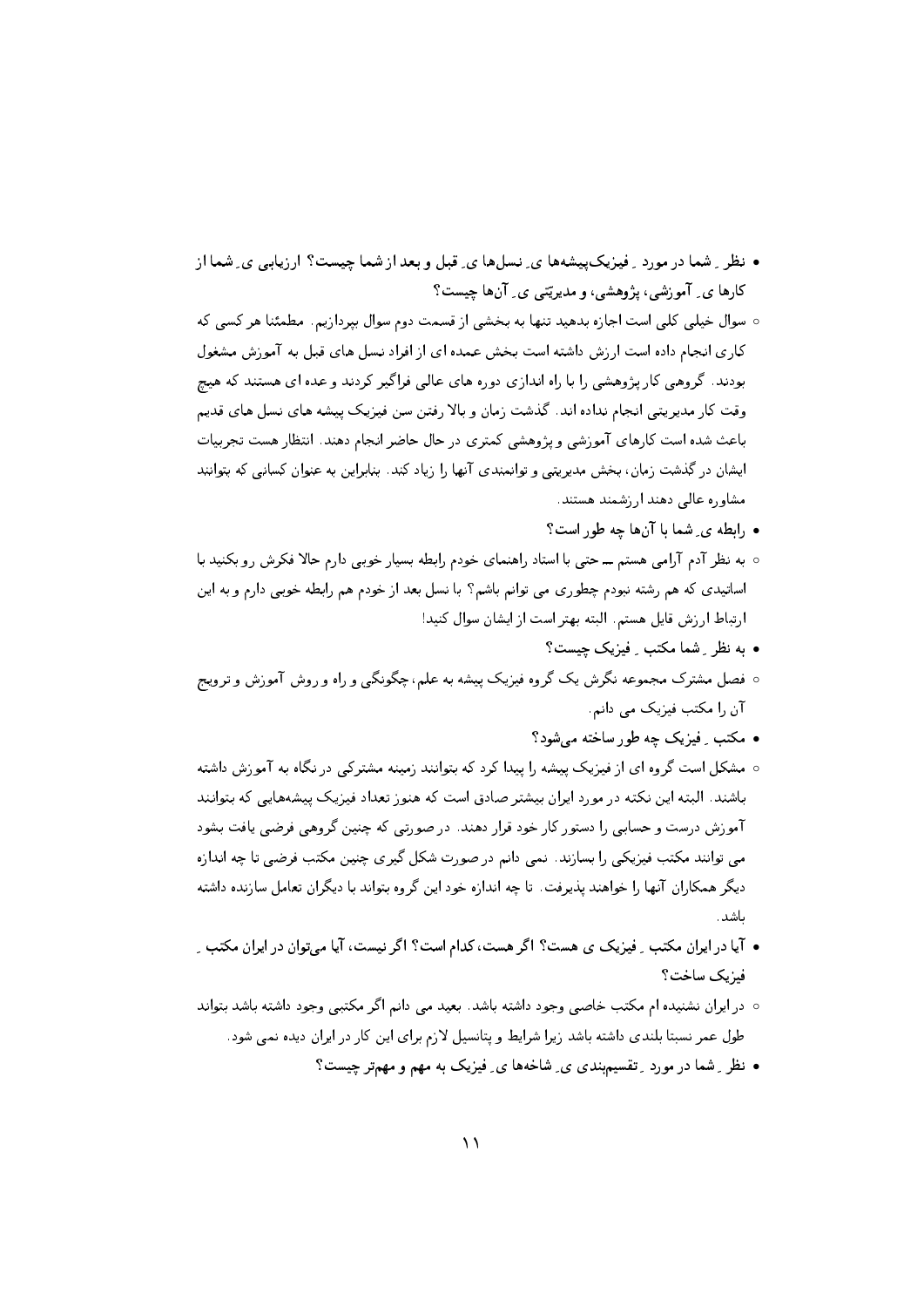- **نظر ِ شما در مورد ِ فیزیک‌پیشه‌ها ی ِ نسل‌ها ی ِ قبل و بعد از شما چیست؟ ارزیابی ی ِ شما از کارها ی ِ آموزشی، پژوهشی، و مدیریّتی ی ِ آن‌ها چیست؟**

  ◦ سوال خیلی کلی است اجازه بدهید تنها به بخشی از قسمت دوم سوال بپردازیم. مطمئنا هر کسی که کاری انجام داده است ارزش داشته است بخش عمده ای از افراد نسل های قبل به آموزش مشغول بودند. گروهی کار پژوهشی را با راه اندازی دوره های عالی فراگیر کردند و عده ای هستند که هیچ وقت کار مدیریتی انجام نداده اند. گذشت زمان و بالا رفتن سن فیزیک پیشه های نسل های قدیم باعث شده است کارهای آموزشی و پژوهشی کمتری در حال حاضر انجام دهند. انتظار هست تجربیات ایشان در گذشت زمان، بخش مدیریتی و توانمندی آنها را زیاد کند. بنابراین به عنوان کسانی که بتوانند مشاوره عالی دهند ارزشمند هستند.

- **رابطه ی ِ شما با آن‌ها چه طور است؟**

  ◦ به نظر آدم آرامی هستم ــ حتی با استاد راهنمای خودم رابطه بسیار خوبی دارم حالا فکرش رو بکنید با اساتیدی که هم رشته نبودم چطوری می توانم باشم؟ با نسل بعد از خودم هم رابطه خوبی دارم و به این ارتباط ارزش قایل هستم. البته بهتر است از ایشان سوال کنید!

- **به نظر ِ شما مکتب ِ فیزیک چیست؟**

  ◦ فصل مشترک مجموعه نگرش یک گروه فیزیک پیشه به علم، چگونگی و راه و روش آموزش و ترویج آن را مکتب فیزیک می دانم.

- **مکتب ِ فیزیک چه طور ساخته می‌شود؟**

  ◦ مشکل است گروه ای از فیزیک پیشه را پیدا کرد که بتوانند زمینه مشترکی در نگاه به آموزش داشته باشند. البته این نکته در مورد ایران بیشتر صادق است که هنوز تعداد فیزیک پیشه‌هایی که بتوانند آموزش درست و حسابی را دستور کار خود قرار دهند. درصورتی که چنین گروهی فرضی یافت بشود می توانند مکتب فیزیکی را بسازند. نمی دانم درصورت شکل گیری چنین مکتب فرضی تا چه اندازه دیگر همکاران آنها را خواهند پذیرفت. تا چه اندازه خود این گروه بتواند با دیگران تعامل سازنده داشته باشد.

- **آیا در ایران مکتب ِ فیزیک ی هست؟ اگر هست، کدام است؟ اگر نیست، آیا می‌توان در ایران مکتب ِ فیزیک ساخت؟**

  ◦ در ایران نشنیده ام مکتب خاصی وجود داشته باشد. بعید می دانم اگر مکتبی وجود داشته باشد بتواند طول عمر نسبتا بلندی داشته باشد زیرا شرایط و پتانسیل لازم برای این کار در ایران دیده نمی شود.

- **نظر ِ شما در مورد ِ تقسیم‌بندی ی ِ شاخه‌ها ی ِ فیزیک به مهم و مهم‌تر چیست؟**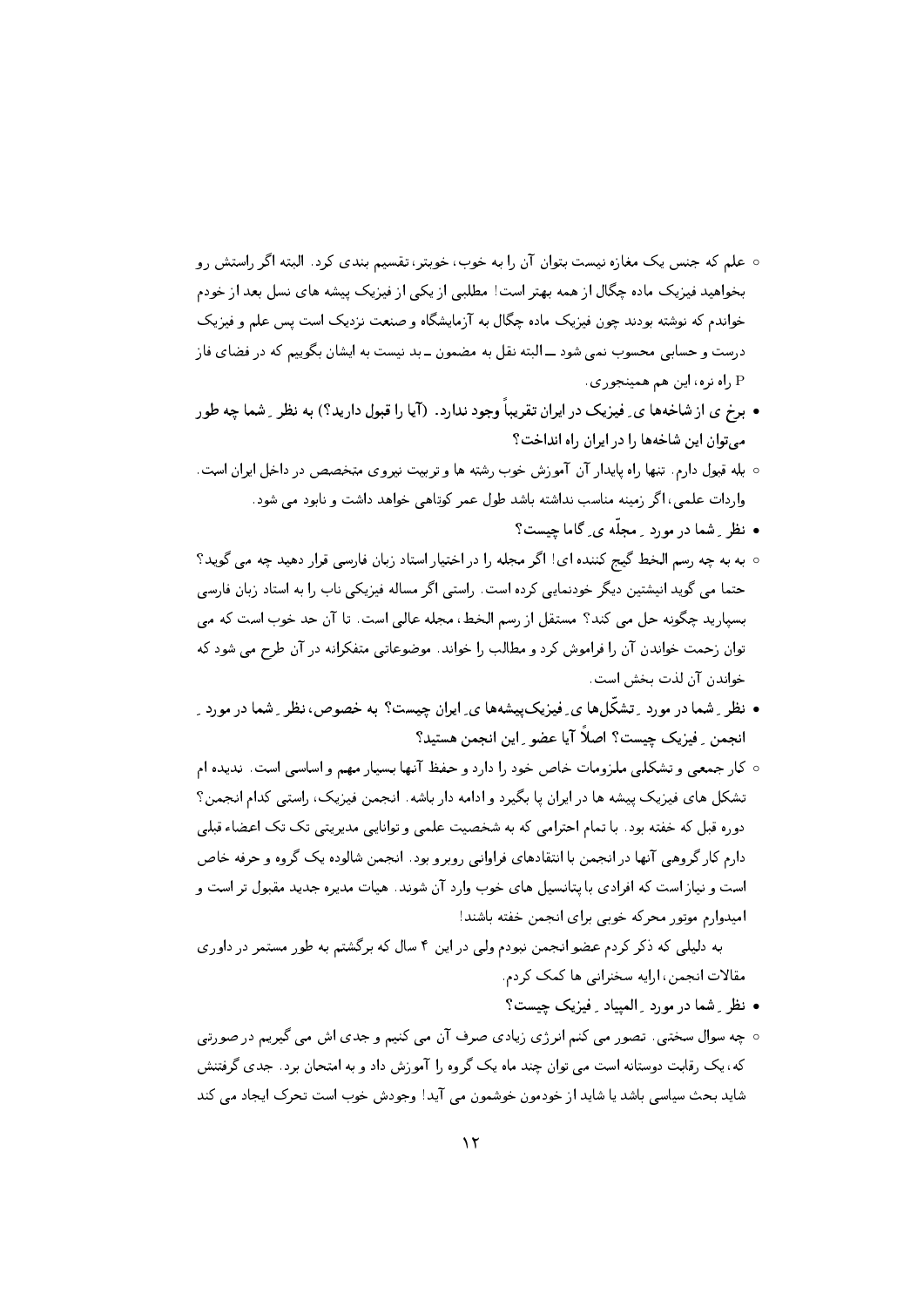- علم که جنس یک مغازه نیست بتوان آن را به خوب، خوبتر، تقسیم بندی کرد. البته اگر راستش رو بخواهید فیزیک ماده چگال از همه بهتر است! مطلبی از یکی از فیزیک پیشه های نسل بعد از خودم خواندم که نوشته بودند چون فیزیک ماده چگال به آزمایشگاه و صنعت نزدیک است پس علم و فیزیک درست و حسابی محسوب نمی شود ــ البته نقل به مضمون ــ بد نیست به ایشان بگوییم که در فضای فاز P راه نره، این هم همینجوری.

- **برخ ی از شاخه‌ها ی ِ فیزیک در ایران تقریباً وجود ندارد. (آیا را قبول دارید؟) به نظر ِ شما چه طور می‌توان این شاخه‌ها را در ایران راه انداخت؟**

- بله قبول دارم. تنها راه پایدار آن آموزش خوب رشته ها و تربیت نیروی متخصص در داخل ایران است. واردات علمی، اگر زمینه مناسب نداشته باشد طول عمر کوتاهی خواهد داشت و نابود می شود.

- **نظر ِ شما در مورد ِ مجلّه ی ِ گاما چیست؟**

- به به چه رسم الخط گیج کننده ای! اگر مجله را در اختیار استاد زبان فارسی قرار دهید چه می گوید؟ حتما می گوید انیشتین دیگر خودنمایی کرده است. راستی اگر مساله فیزیکی ناب را به استاد زبان فارسی بسپارید چگونه حل می کند؟ مستقل از رسم الخط، مجله عالی است. تا آن حد خوب است که می توان زحمت خواندن آن را فراموش کرد و مطالب را خواند. موضوعاتی متفکرانه در آن طرح می شود که خواندن آن لذت بخش است.

- **نظر ِ شما در مورد ِ تشکّل‌ها ی ِ فیزیک‌پیشه‌ها ی ِ ایران چیست؟ به خصوص، نظر ِ شما در مورد ِ انجمن ِ فیزیک چیست؟ اصلاً آیا عضو ِ این انجمن هستید؟**

- کار جمعی و تشکلی ملزومات خاص خود را دارد و حفظ آنها بسیار مهم و اساسی است. ندیده ام تشکل های فیزیک پیشه ها در ایران پا بگیرد و ادامه دار باشه. انجمن فیزیک، راستی کدام انجمن؟ دوره قبل که خفته بود. با تمام احترامی که به شخصیت علمی و توانایی مدیریتی تک تک اعضاء قبلی دارم کار گروهی آنها در انجمن با انتقادهای فراوانی روبرو بود. انجمن شالوده یک گروه و حرفه خاص است و نیاز است که افرادی با پتانسیل های خوب وارد آن شوند. هیات مدیره جدید مقبول تر است و امیدوارم موتور محرکه خوبی برای انجمن خفته باشند!

  به دلیلی که ذکر کردم عضو انجمن نبودم ولی در این ۴ سال که برگشتم به طور مستمر در داوری مقالات انجمن، ارایه سخنرانی ها کمک کردم.

- **نظر ِ شما در مورد ِ المپیاد ِ فیزیک چیست؟**

- چه سوال سختی. تصور می کنم انرژی زیادی صرف آن می کنیم و جدی اش می گیریم درصورتی که، یک رقابت دوستانه است می توان چند ماه یک گروه را آموزش داد و به امتحان برد. جدی گرفتنش شاید بحث سیاسی باشد یا شاید از خودمون خوشمون می آید! وجودش خوب است تحرک ایجاد می کند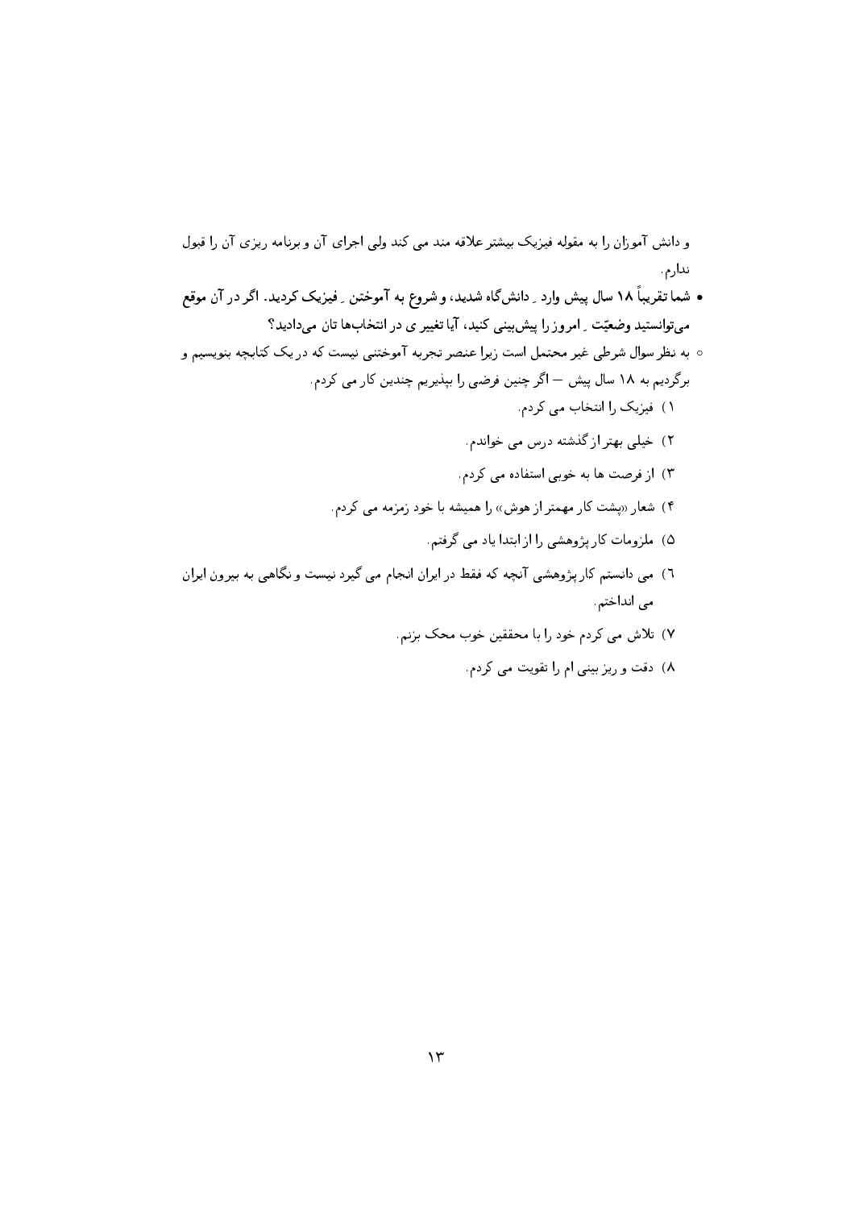و دانش آموزان را به مقوله فیزیک بیشتر علاقه مند می کند ولی اجرای آن و برنامه ریزی آن را قبول ندارم.

- **شما تقریباً ۱۸ سال پیش وارد ِ دانش‌گاه شدید، و شروع به آموختن ِ فیزیک کردید. اگر در آن موقع می‌توانستید وضعیّت ِ امروز را پیش‌بینی کنید، آیا تغییر ی در انتخاب‌ها تان می‌دادید؟**
  - به نظر سوال شرطی غیر محتمل است زیرا عنصر تجربه آموختنی نیست که در یک کتابچه بنویسیم و برگردیم به ۱۸ سال پیش — اگر چنین فرضی را بپذیریم چندین کار می کردم.

    ۱) فیزیک را انتخاب می کردم.

    ۲) خیلی بهتر از گذشته درس می خواندم.

    ۳) از فرصت ها به خوبی استفاده می کردم.

    ۴) شعار «پشت کار مهمتر از هوش» را همیشه با خود زمزمه می کردم.

    ۵) ملزومات کار پژوهشی را از ابتدا یاد می گرفتم.

    ٦) می دانستم کار پژوهشی آنچه که فقط در ایران انجام می گیرد نیست و نگاهی به بیرون ایران می انداختم.

    ۷) تلاش می کردم خود را با محققین خوب محک بزنم.

    ۸) دقت و ریز بینی ام را تقویت می کردم.